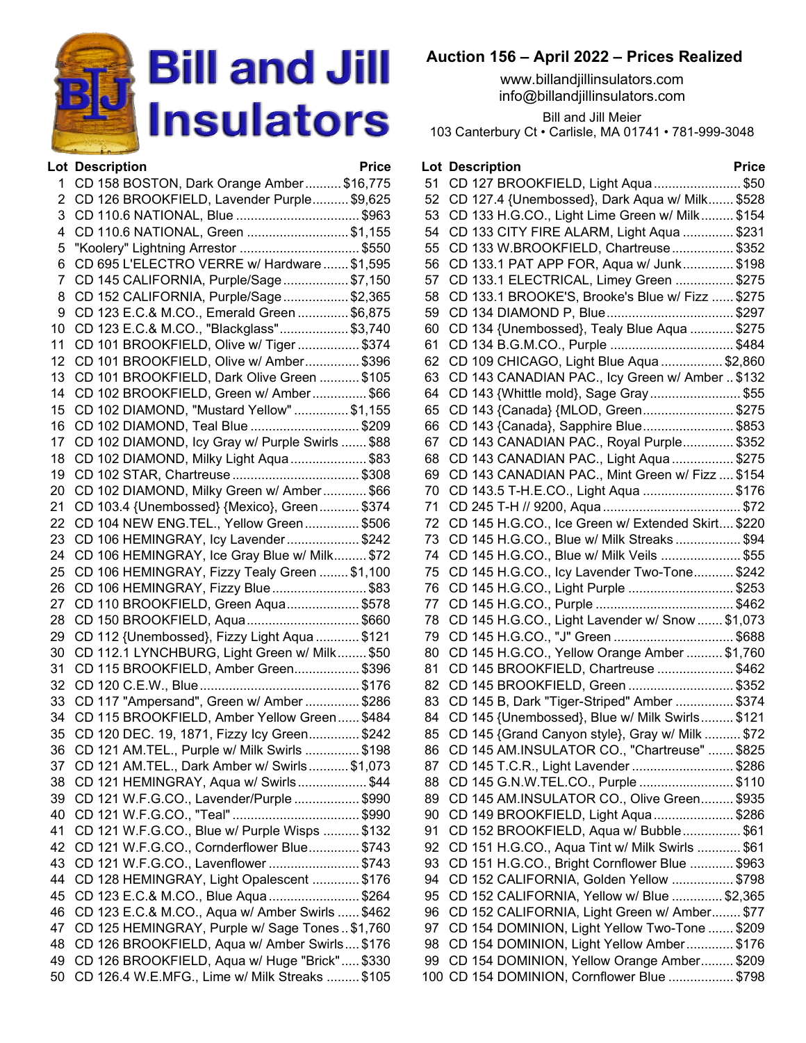# Bill and Jill Insulators

## Auction 156 – April 2022 – Prices Realized

www.billandjillinsulators.com
info@billandjillinsulators.com

Bill and Jill Meier
103 Canterbury Ct • Carlisle, MA 01741 • 781-999-3048

| Lot | Description | Price |
|---|---|---|
| 1 | CD 158 BOSTON, Dark Orange Amber | $16,775 |
| 2 | CD 126 BROOKFIELD, Lavender Purple | $9,625 |
| 3 | CD 110.6 NATIONAL, Blue | $963 |
| 4 | CD 110.6 NATIONAL, Green | $1,155 |
| 5 | "Koolery" Lightning Arrestor | $550 |
| 6 | CD 695 L'ELECTRO VERRE w/ Hardware | $1,595 |
| 7 | CD 145 CALIFORNIA, Purple/Sage | $7,150 |
| 8 | CD 152 CALIFORNIA, Purple/Sage | $2,365 |
| 9 | CD 123 E.C.& M.CO., Emerald Green | $6,875 |
| 10 | CD 123 E.C.& M.CO., "Blackglass" | $3,740 |
| 11 | CD 101 BROOKFIELD, Olive w/ Tiger | $374 |
| 12 | CD 101 BROOKFIELD, Olive w/ Amber | $396 |
| 13 | CD 101 BROOKFIELD, Dark Olive Green | $105 |
| 14 | CD 102 BROOKFIELD, Green w/ Amber | $66 |
| 15 | CD 102 DIAMOND, "Mustard Yellow" | $1,155 |
| 16 | CD 102 DIAMOND, Teal Blue | $209 |
| 17 | CD 102 DIAMOND, Icy Gray w/ Purple Swirls | $88 |
| 18 | CD 102 DIAMOND, Milky Light Aqua | $83 |
| 19 | CD 102 STAR, Chartreuse | $308 |
| 20 | CD 102 DIAMOND, Milky Green w/ Amber | $66 |
| 21 | CD 103.4 {Unembossed} {Mexico}, Green | $374 |
| 22 | CD 104 NEW ENG.TEL., Yellow Green | $506 |
| 23 | CD 106 HEMINGRAY, Icy Lavender | $242 |
| 24 | CD 106 HEMINGRAY, Ice Gray Blue w/ Milk | $72 |
| 25 | CD 106 HEMINGRAY, Fizzy Tealy Green | $1,100 |
| 26 | CD 106 HEMINGRAY, Fizzy Blue | $83 |
| 27 | CD 110 BROOKFIELD, Green Aqua | $578 |
| 28 | CD 150 BROOKFIELD, Aqua | $660 |
| 29 | CD 112 {Unembossed}, Fizzy Light Aqua | $121 |
| 30 | CD 112.1 LYNCHBURG, Light Green w/ Milk | $50 |
| 31 | CD 115 BROOKFIELD, Amber Green | $396 |
| 32 | CD 120 C.E.W., Blue | $176 |
| 33 | CD 117 "Ampersand", Green w/ Amber | $286 |
| 34 | CD 115 BROOKFIELD, Amber Yellow Green | $484 |
| 35 | CD 120 DEC. 19, 1871, Fizzy Icy Green | $242 |
| 36 | CD 121 AM.TEL., Purple w/ Milk Swirls | $198 |
| 37 | CD 121 AM.TEL., Dark Amber w/ Swirls | $1,073 |
| 38 | CD 121 HEMINGRAY, Aqua w/ Swirls | $44 |
| 39 | CD 121 W.F.G.CO., Lavender/Purple | $990 |
| 40 | CD 121 W.F.G.CO., "Teal" | $990 |
| 41 | CD 121 W.F.G.CO., Blue w/ Purple Wisps | $132 |
| 42 | CD 121 W.F.G.CO., Cornderflower Blue | $743 |
| 43 | CD 121 W.F.G.CO., Lavenflower | $743 |
| 44 | CD 128 HEMINGRAY, Light Opalescent | $176 |
| 45 | CD 123 E.C.& M.CO., Blue Aqua | $264 |
| 46 | CD 123 E.C.& M.CO., Aqua w/ Amber Swirls | $462 |
| 47 | CD 125 HEMINGRAY, Purple w/ Sage Tones | $1,760 |
| 48 | CD 126 BROOKFIELD, Aqua w/ Amber Swirls | $176 |
| 49 | CD 126 BROOKFIELD, Aqua w/ Huge "Brick" | $330 |
| 50 | CD 126.4 W.E.MFG., Lime w/ Milk Streaks | $105 |
| 51 | CD 127 BROOKFIELD, Light Aqua | $50 |
| 52 | CD 127.4 {Unembossed}, Dark Aqua w/ Milk | $528 |
| 53 | CD 133 H.G.CO., Light Lime Green w/ Milk | $154 |
| 54 | CD 133 CITY FIRE ALARM, Light Aqua | $231 |
| 55 | CD 133 W.BROOKFIELD, Chartreuse | $352 |
| 56 | CD 133.1 PAT APP FOR, Aqua w/ Junk | $198 |
| 57 | CD 133.1 ELECTRICAL, Limey Green | $275 |
| 58 | CD 133.1 BROOKE'S, Brooke's Blue w/ Fizz | $275 |
| 59 | CD 134 DIAMOND P, Blue | $297 |
| 60 | CD 134 {Unembossed}, Tealy Blue Aqua | $275 |
| 61 | CD 134 B.G.M.CO., Purple | $484 |
| 62 | CD 109 CHICAGO, Light Blue Aqua | $2,860 |
| 63 | CD 143 CANADIAN PAC., Icy Green w/ Amber | $132 |
| 64 | CD 143 {Whittle mold}, Sage Gray | $55 |
| 65 | CD 143 {Canada} {MLOD, Green | $275 |
| 66 | CD 143 {Canada}, Sapphire Blue | $853 |
| 67 | CD 143 CANADIAN PAC., Royal Purple | $352 |
| 68 | CD 143 CANADIAN PAC., Light Aqua | $275 |
| 69 | CD 143 CANADIAN PAC., Mint Green w/ Fizz | $154 |
| 70 | CD 143.5 T-H.E.CO., Light Aqua | $176 |
| 71 | CD 245 T-H // 9200, Aqua | $72 |
| 72 | CD 145 H.G.CO., Ice Green w/ Extended Skirt | $220 |
| 73 | CD 145 H.G.CO., Blue w/ Milk Streaks | $94 |
| 74 | CD 145 H.G.CO., Blue w/ Milk Veils | $55 |
| 75 | CD 145 H.G.CO., Icy Lavender Two-Tone | $242 |
| 76 | CD 145 H.G.CO., Light Purple | $253 |
| 77 | CD 145 H.G.CO., Purple | $462 |
| 78 | CD 145 H.G.CO., Light Lavender w/ Snow | $1,073 |
| 79 | CD 145 H.G.CO., "J" Green | $688 |
| 80 | CD 145 H.G.CO., Yellow Orange Amber | $1,760 |
| 81 | CD 145 BROOKFIELD, Chartreuse | $462 |
| 82 | CD 145 BROOKFIELD, Green | $352 |
| 83 | CD 145 B, Dark "Tiger-Striped" Amber | $374 |
| 84 | CD 145 {Unembossed}, Blue w/ Milk Swirls | $121 |
| 85 | CD 145 {Grand Canyon style}, Gray w/ Milk | $72 |
| 86 | CD 145 AM.INSULATOR CO., "Chartreuse" | $825 |
| 87 | CD 145 T.C.R., Light Lavender | $286 |
| 88 | CD 145 G.N.W.TEL.CO., Purple | $110 |
| 89 | CD 145 AM.INSULATOR CO., Olive Green | $935 |
| 90 | CD 149 BROOKFIELD, Light Aqua | $286 |
| 91 | CD 152 BROOKFIELD, Aqua w/ Bubble | $61 |
| 92 | CD 151 H.G.CO., Aqua Tint w/ Milk Swirls | $61 |
| 93 | CD 151 H.G.CO., Bright Cornflower Blue | $963 |
| 94 | CD 152 CALIFORNIA, Golden Yellow | $798 |
| 95 | CD 152 CALIFORNIA, Yellow w/ Blue | $2,365 |
| 96 | CD 152 CALIFORNIA, Light Green w/ Amber | $77 |
| 97 | CD 154 DOMINION, Light Yellow Two-Tone | $209 |
| 98 | CD 154 DOMINION, Light Yellow Amber | $176 |
| 99 | CD 154 DOMINION, Yellow Orange Amber | $209 |
| 100 | CD 154 DOMINION, Cornflower Blue | $798 |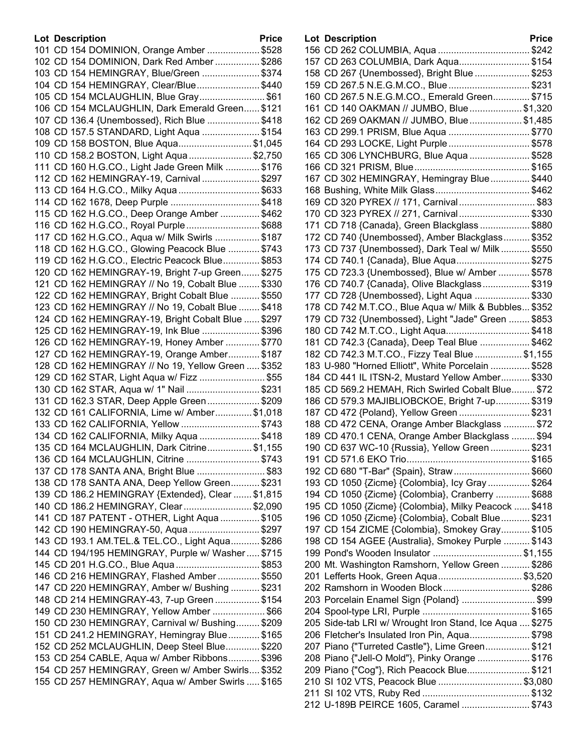| Lot | Description | Price |
|---|---|---|
| 101 | CD 154 DOMINION, Orange Amber | $528 |
| 102 | CD 154 DOMINION, Dark Red Amber | $286 |
| 103 | CD 154 HEMINGRAY, Blue/Green | $374 |
| 104 | CD 154 HEMINGRAY, Clear/Blue | $440 |
| 105 | CD 154 MCLAUGHLIN, Blue Gray | $61 |
| 106 | CD 154 MCLAUGHLIN, Dark Emerald Green | $121 |
| 107 | CD 136.4 {Unembossed}, Rich Blue | $418 |
| 108 | CD 157.5 STANDARD, Light Aqua | $154 |
| 109 | CD 158 BOSTON, Blue Aqua | $1,045 |
| 110 | CD 158.2 BOSTON, Light Aqua | $2,750 |
| 111 | CD 160 H.G.CO., Light Jade Green Milk | $176 |
| 112 | CD 162 HEMINGRAY-19, Carnival | $297 |
| 113 | CD 164 H.G.CO., Milky Aqua | $633 |
| 114 | CD 162 1678, Deep Purple | $418 |
| 115 | CD 162 H.G.CO., Deep Orange Amber | $462 |
| 116 | CD 162 H.G.CO., Royal Purple | $688 |
| 117 | CD 162 H.G.CO., Aqua w/ Milk Swirls | $187 |
| 118 | CD 162 H.G.CO., Glowing Peacock Blue | $743 |
| 119 | CD 162 H.G.CO., Electric Peacock Blue | $853 |
| 120 | CD 162 HEMINGRAY-19, Bright 7-up Green | $275 |
| 121 | CD 162 HEMINGRAY // No 19, Cobalt Blue | $330 |
| 122 | CD 162 HEMINGRAY, Bright Cobalt Blue | $550 |
| 123 | CD 162 HEMINGRAY // No 19, Cobalt Blue | $418 |
| 124 | CD 162 HEMINGRAY-19, Bright Cobalt Blue | $297 |
| 125 | CD 162 HEMINGRAY-19, Ink Blue | $396 |
| 126 | CD 162 HEMINGRAY-19, Honey Amber | $770 |
| 127 | CD 162 HEMINGRAY-19, Orange Amber | $187 |
| 128 | CD 162 HEMINGRAY // No 19, Yellow Green | $352 |
| 129 | CD 162 STAR, Light Aqua w/ Fizz | $55 |
| 130 | CD 162 STAR, Aqua w/ 1" Nail | $231 |
| 131 | CD 162.3 STAR, Deep Apple Green | $209 |
| 132 | CD 161 CALIFORNIA, Lime w/ Amber | $1,018 |
| 133 | CD 162 CALIFORNIA, Yellow | $743 |
| 134 | CD 162 CALIFORNIA, Milky Aqua | $418 |
| 135 | CD 164 MCLAUGHLIN, Dark Citrine | $1,155 |
| 136 | CD 164 MCLAUGHLIN, Citrine | $743 |
| 137 | CD 178 SANTA ANA, Bright Blue | $83 |
| 138 | CD 178 SANTA ANA, Deep Yellow Green | $231 |
| 139 | CD 186.2 HEMINGRAY {Extended}, Clear | $1,815 |
| 140 | CD 186.2 HEMINGRAY, Clear | $2,090 |
| 141 | CD 187 PATENT - OTHER, Light Aqua | $105 |
| 142 | CD 190 HEMINGRAY-50, Aqua | $297 |
| 143 | CD 193.1 AM.TEL.& TEL.CO., Light Aqua | $286 |
| 144 | CD 194/195 HEMINGRAY, Purple w/ Washer | $715 |
| 145 | CD 201 H.G.CO., Blue Aqua | $853 |
| 146 | CD 216 HEMINGRAY, Flashed Amber | $550 |
| 147 | CD 220 HEMINGRAY, Amber w/ Bushing | $231 |
| 148 | CD 214 HEMINGRAY-43, 7-up Green | $154 |
| 149 | CD 230 HEMINGRAY, Yellow Amber | $66 |
| 150 | CD 230 HEMINGRAY, Carnival w/ Bushing | $209 |
| 151 | CD 241.2 HEMINGRAY, Hemingray Blue | $165 |
| 152 | CD 252 MCLAUGHLIN, Deep Steel Blue | $220 |
| 153 | CD 254 CABLE, Aqua w/ Amber Ribbons | $396 |
| 154 | CD 257 HEMINGRAY, Green w/ Amber Swirls | $352 |
| 155 | CD 257 HEMINGRAY, Aqua w/ Amber Swirls | $165 |
| 156 | CD 262 COLUMBIA, Aqua | $242 |
| 157 | CD 263 COLUMBIA, Dark Aqua | $154 |
| 158 | CD 267 {Unembossed}, Bright Blue | $253 |
| 159 | CD 267.5 N.E.G.M.CO., Blue | $231 |
| 160 | CD 267.5 N.E.G.M.CO., Emerald Green | $715 |
| 161 | CD 140 OAKMAN // JUMBO, Blue | $1,320 |
| 162 | CD 269 OAKMAN // JUMBO, Blue | $1,485 |
| 163 | CD 299.1 PRISM, Blue Aqua | $770 |
| 164 | CD 293 LOCKE, Light Purple | $578 |
| 165 | CD 306 LYNCHBURG, Blue Aqua | $528 |
| 166 | CD 321 PRISM, Blue | $165 |
| 167 | CD 302 HEMINGRAY, Hemingray Blue | $440 |
| 168 | Bushing, White Milk Glass | $462 |
| 169 | CD 320 PYREX // 171, Carnival | $83 |
| 170 | CD 323 PYREX // 271, Carnival | $330 |
| 171 | CD 718 {Canada}, Green Blackglass | $880 |
| 172 | CD 740 {Unembossed}, Amber Blackglass | $352 |
| 173 | CD 737 {Unembossed}, Dark Teal w/ Milk | $550 |
| 174 | CD 740.1 {Canada}, Blue Aqua | $275 |
| 175 | CD 723.3 {Unembossed}, Blue w/ Amber | $578 |
| 176 | CD 740.7 {Canada}, Olive Blackglass | $319 |
| 177 | CD 728 {Unembossed}, Light Aqua | $330 |
| 178 | CD 742 M.T.CO., Blue Aqua w/ Milk & Bubbles | $352 |
| 179 | CD 732 {Unembossed}, Light "Jade" Green | $853 |
| 180 | CD 742 M.T.CO., Light Aqua | $418 |
| 181 | CD 742.3 {Canada}, Deep Teal Blue | $462 |
| 182 | CD 742.3 M.T.CO., Fizzy Teal Blue | $1,155 |
| 183 | U-980 "Horned Elliott", White Porcelain | $528 |
| 184 | CD 441 IL ITSN-2, Mustard Yellow Amber | $330 |
| 185 | CD 569.2 HEMAH, Rich Swirled Cobalt Blue | $72 |
| 186 | CD 579.3 MAJIBLIOBCKOE, Bright 7-up | $319 |
| 187 | CD 472 {Poland}, Yellow Green | $231 |
| 188 | CD 472 CENA, Orange Amber Blackglass | $72 |
| 189 | CD 470.1 CENA, Orange Amber Blackglass | $94 |
| 190 | CD 637 WC-10 {Russia}, Yellow Green | $231 |
| 191 | CD 571.6 EKO Trio | $165 |
| 192 | CD 680 "T-Bar" {Spain}, Straw | $660 |
| 193 | CD 1050 {Zicme} {Colombia}, Icy Gray | $264 |
| 194 | CD 1050 {Zicme} {Colombia}, Cranberry | $688 |
| 195 | CD 1050 {Zicme} {Colombia}, Milky Peacock | $418 |
| 196 | CD 1050 {Zicme} {Colombia}, Cobalt Blue | $231 |
| 197 | CD 154 ZICME {Colombia}, Smokey Gray | $105 |
| 198 | CD 154 AGEE {Australia}, Smokey Purple | $143 |
| 199 | Pond's Wooden Insulator | $1,155 |
| 200 | Mt. Washington Ramshorn, Yellow Green | $286 |
| 201 | Lefferts Hook, Green Aqua | $3,520 |
| 202 | Ramshorn in Wooden Block | $286 |
| 203 | Porcelain Enamel Sign {Poland} | $99 |
| 204 | Spool-type LRI, Purple | $165 |
| 205 | Side-tab LRI w/ Wrought Iron Stand, Ice Aqua | $275 |
| 206 | Fletcher's Insulated Iron Pin, Aqua | $798 |
| 207 | Piano {"Turreted Castle"}, Lime Green | $121 |
| 208 | Piano {"Jell-O Mold"}, Pinky Orange | $176 |
| 209 | Piano {"Cog"}, Rich Peacock Blue | $121 |
| 210 | SI 102 VTS, Peacock Blue | $3,080 |
| 211 | SI 102 VTS, Ruby Red | $132 |
| 212 | U-189B PEIRCE 1605, Caramel | $743 |